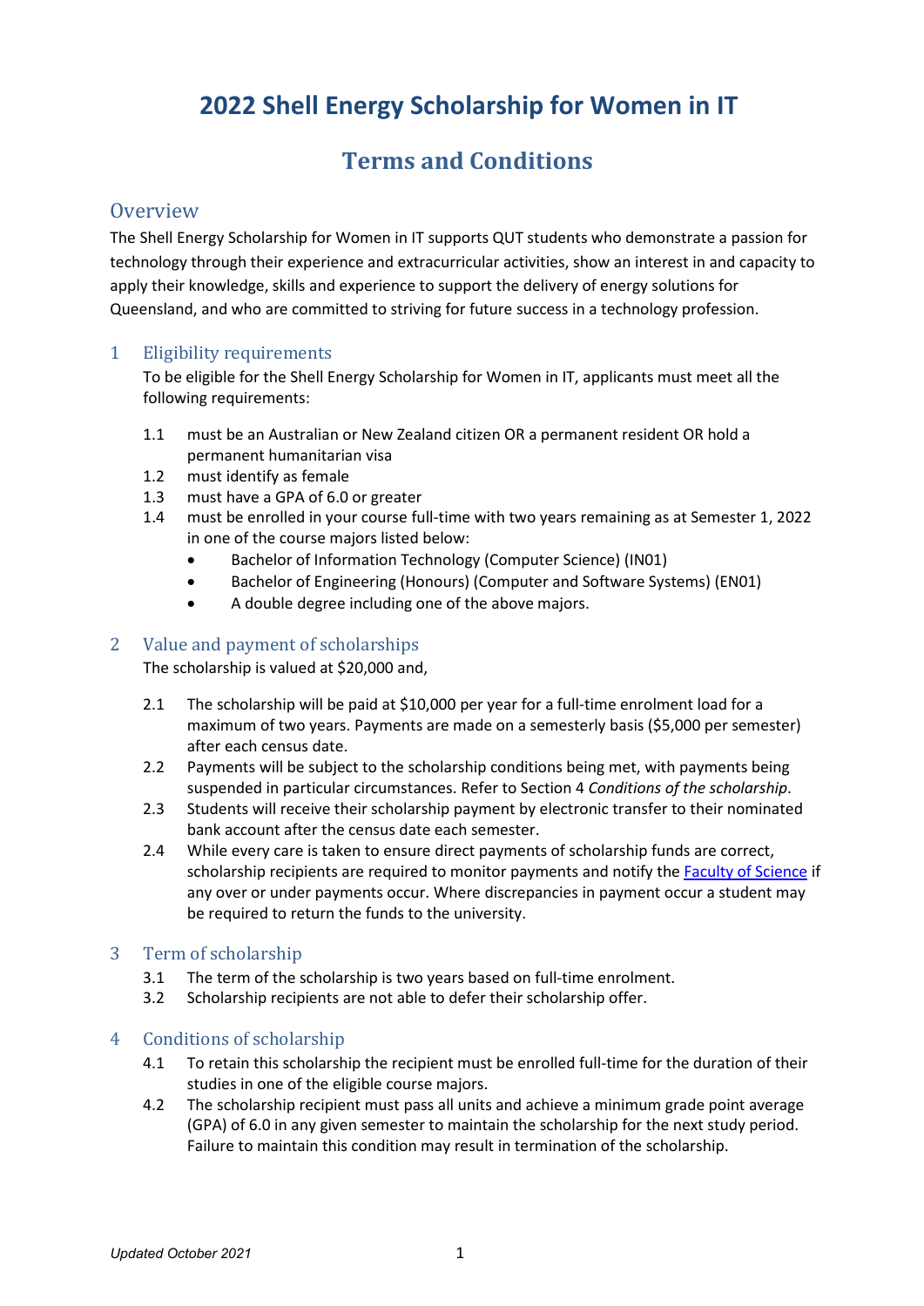# 2022 Shell Energy Scholarship for Women in IT

## Terms and Conditions

### Overview

The Shell Energy Scholarship for Women in IT supports QUT students who demonstrate a passion for technology through their experience and extracurricular activities, show an interest in and capacity to apply their knowledge, skills and experience to support the delivery of energy solutions for Queensland, and who are committed to striving for future success in a technology profession.

### 1 Eligibility requirements

To be eligible for the Shell Energy Scholarship for Women in IT, applicants must meet all the following requirements:

1.1 must be an Australian or New Zealand citizen OR a permanent resident OR hold a permanent humanitarian visa

1.2 must identify as female

1.3 must have a GPA of 6.0 or greater

1.4 must be enrolled in your course full-time with two years remaining as at Semester 1, 2022 in one of the course majors listed below:

- Bachelor of Information Technology (Computer Science) (IN01)
- Bachelor of Engineering (Honours) (Computer and Software Systems) (EN01)
- A double degree including one of the above majors.

### 2 Value and payment of scholarships

The scholarship is valued at $20,000 and,

2.1 The scholarship will be paid at $10,000 per year for a full-time enrolment load for a maximum of two years. Payments are made on a semesterly basis ($5,000 per semester) after each census date.

2.2 Payments will be subject to the scholarship conditions being met, with payments being suspended in particular circumstances. Refer to Section 4 *Conditions of the scholarship*.

2.3 Students will receive their scholarship payment by electronic transfer to their nominated bank account after the census date each semester.

2.4 While every care is taken to ensure direct payments of scholarship funds are correct, scholarship recipients are required to monitor payments and notify the Faculty of Science if any over or under payments occur. Where discrepancies in payment occur a student may be required to return the funds to the university.

### 3 Term of scholarship

3.1 The term of the scholarship is two years based on full-time enrolment.

3.2 Scholarship recipients are not able to defer their scholarship offer.

### 4 Conditions of scholarship

4.1 To retain this scholarship the recipient must be enrolled full-time for the duration of their studies in one of the eligible course majors.

4.2 The scholarship recipient must pass all units and achieve a minimum grade point average (GPA) of 6.0 in any given semester to maintain the scholarship for the next study period. Failure to maintain this condition may result in termination of the scholarship.

*Updated October 2021*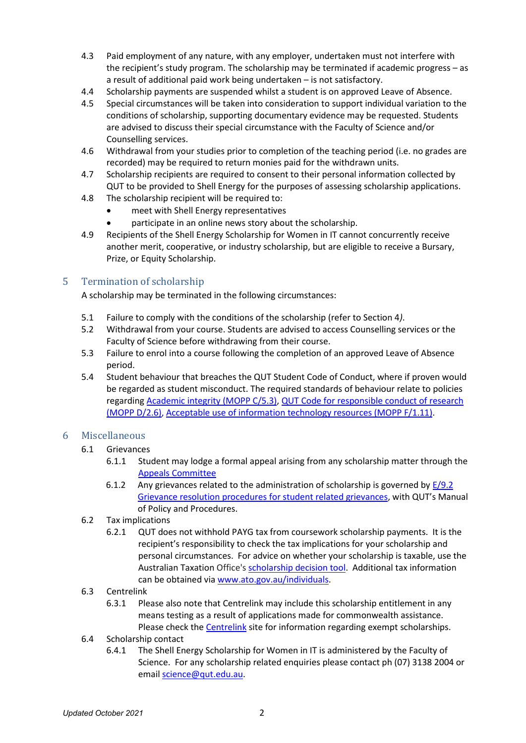4.3 Paid employment of any nature, with any employer, undertaken must not interfere with the recipient's study program. The scholarship may be terminated if academic progress – as a result of additional paid work being undertaken – is not satisfactory.

4.4 Scholarship payments are suspended whilst a student is on approved Leave of Absence.

4.5 Special circumstances will be taken into consideration to support individual variation to the conditions of scholarship, supporting documentary evidence may be requested. Students are advised to discuss their special circumstance with the Faculty of Science and/or Counselling services.

4.6 Withdrawal from your studies prior to completion of the teaching period (i.e. no grades are recorded) may be required to return monies paid for the withdrawn units.

4.7 Scholarship recipients are required to consent to their personal information collected by QUT to be provided to Shell Energy for the purposes of assessing scholarship applications.

4.8 The scholarship recipient will be required to:

- meet with Shell Energy representatives
- participate in an online news story about the scholarship.

4.9 Recipients of the Shell Energy Scholarship for Women in IT cannot concurrently receive another merit, cooperative, or industry scholarship, but are eligible to receive a Bursary, Prize, or Equity Scholarship.

## 5 Termination of scholarship

A scholarship may be terminated in the following circumstances:

5.1 Failure to comply with the conditions of the scholarship (refer to Section 4*)*.

5.2 Withdrawal from your course. Students are advised to access Counselling services or the Faculty of Science before withdrawing from their course.

5.3 Failure to enrol into a course following the completion of an approved Leave of Absence period.

5.4 Student behaviour that breaches the QUT Student Code of Conduct, where if proven would be regarded as student misconduct. The required standards of behaviour relate to policies regarding Academic integrity (MOPP C/5.3), QUT Code for responsible conduct of research (MOPP D/2.6), Acceptable use of information technology resources (MOPP F/1.11).

## 6 Miscellaneous

6.1 Grievances

6.1.1 Student may lodge a formal appeal arising from any scholarship matter through the Appeals Committee

6.1.2 Any grievances related to the administration of scholarship is governed by E/9.2 Grievance resolution procedures for student related grievances, with QUT's Manual of Policy and Procedures.

6.2 Tax implications

6.2.1 QUT does not withhold PAYG tax from coursework scholarship payments. It is the recipient's responsibility to check the tax implications for your scholarship and personal circumstances. For advice on whether your scholarship is taxable, use the Australian Taxation Office's scholarship decision tool. Additional tax information can be obtained via www.ato.gov.au/individuals.

6.3 Centrelink

6.3.1 Please also note that Centrelink may include this scholarship entitlement in any means testing as a result of applications made for commonwealth assistance. Please check the Centrelink site for information regarding exempt scholarships.

6.4 Scholarship contact

6.4.1 The Shell Energy Scholarship for Women in IT is administered by the Faculty of Science. For any scholarship related enquiries please contact ph (07) 3138 2004 or email science@qut.edu.au.

*Updated October 2021*